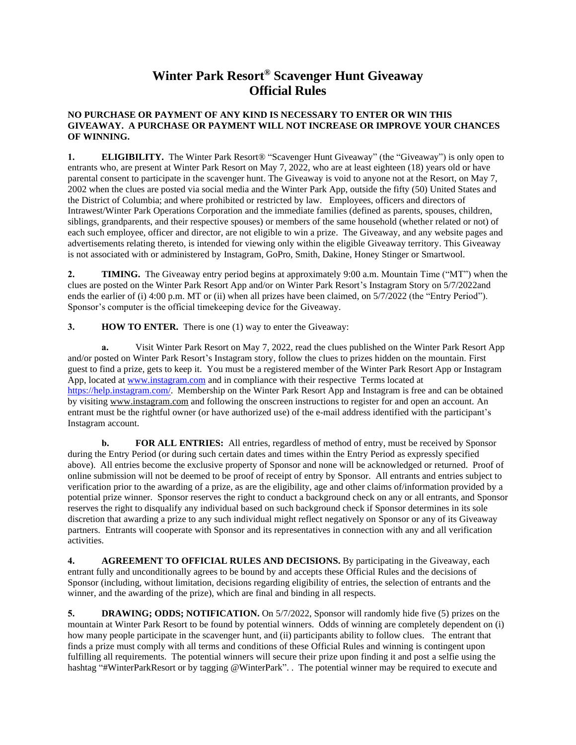# Winter Park Resort® Scavenger Hunt Giveaway
# Official Rules

**NO PURCHASE OR PAYMENT OF ANY KIND IS NECESSARY TO ENTER OR WIN THIS GIVEAWAY. A PURCHASE OR PAYMENT WILL NOT INCREASE OR IMPROVE YOUR CHANCES OF WINNING.**

**1. ELIGIBILITY.** The Winter Park Resort® "Scavenger Hunt Giveaway" (the "Giveaway") is only open to entrants who, are present at Winter Park Resort on May 7, 2022, who are at least eighteen (18) years old or have parental consent to participate in the scavenger hunt. The Giveaway is void to anyone not at the Resort, on May 7, 2002 when the clues are posted via social media and the Winter Park App, outside the fifty (50) United States and the District of Columbia; and where prohibited or restricted by law. Employees, officers and directors of Intrawest/Winter Park Operations Corporation and the immediate families (defined as parents, spouses, children, siblings, grandparents, and their respective spouses) or members of the same household (whether related or not) of each such employee, officer and director, are not eligible to win a prize. The Giveaway, and any website pages and advertisements relating thereto, is intended for viewing only within the eligible Giveaway territory. This Giveaway is not associated with or administered by Instagram, GoPro, Smith, Dakine, Honey Stinger or Smartwool.

**2. TIMING.** The Giveaway entry period begins at approximately 9:00 a.m. Mountain Time ("MT") when the clues are posted on the Winter Park Resort App and/or on Winter Park Resort's Instagram Story on 5/7/2022and ends the earlier of (i) 4:00 p.m. MT or (ii) when all prizes have been claimed, on 5/7/2022 (the "Entry Period"). Sponsor's computer is the official timekeeping device for the Giveaway.

**3. HOW TO ENTER.** There is one (1) way to enter the Giveaway:

**a.** Visit Winter Park Resort on May 7, 2022, read the clues published on the Winter Park Resort App and/or posted on Winter Park Resort's Instagram story, follow the clues to prizes hidden on the mountain. First guest to find a prize, gets to keep it. You must be a registered member of the Winter Park Resort App or Instagram App, located at www.instagram.com and in compliance with their respective Terms located at https://help.instagram.com/. Membership on the Winter Park Resort App and Instagram is free and can be obtained by visiting www.instagram.com and following the onscreen instructions to register for and open an account. An entrant must be the rightful owner (or have authorized use) of the e-mail address identified with the participant's Instagram account.

**b. FOR ALL ENTRIES:** All entries, regardless of method of entry, must be received by Sponsor during the Entry Period (or during such certain dates and times within the Entry Period as expressly specified above). All entries become the exclusive property of Sponsor and none will be acknowledged or returned. Proof of online submission will not be deemed to be proof of receipt of entry by Sponsor. All entrants and entries subject to verification prior to the awarding of a prize, as are the eligibility, age and other claims of/information provided by a potential prize winner. Sponsor reserves the right to conduct a background check on any or all entrants, and Sponsor reserves the right to disqualify any individual based on such background check if Sponsor determines in its sole discretion that awarding a prize to any such individual might reflect negatively on Sponsor or any of its Giveaway partners. Entrants will cooperate with Sponsor and its representatives in connection with any and all verification activities.

**4. AGREEMENT TO OFFICIAL RULES AND DECISIONS.** By participating in the Giveaway, each entrant fully and unconditionally agrees to be bound by and accepts these Official Rules and the decisions of Sponsor (including, without limitation, decisions regarding eligibility of entries, the selection of entrants and the winner, and the awarding of the prize), which are final and binding in all respects.

**5. DRAWING; ODDS; NOTIFICATION.** On 5/7/2022, Sponsor will randomly hide five (5) prizes on the mountain at Winter Park Resort to be found by potential winners. Odds of winning are completely dependent on (i) how many people participate in the scavenger hunt, and (ii) participants ability to follow clues. The entrant that finds a prize must comply with all terms and conditions of these Official Rules and winning is contingent upon fulfilling all requirements. The potential winners will secure their prize upon finding it and post a selfie using the hashtag "#WinterParkResort or by tagging @WinterPark". . The potential winner may be required to execute and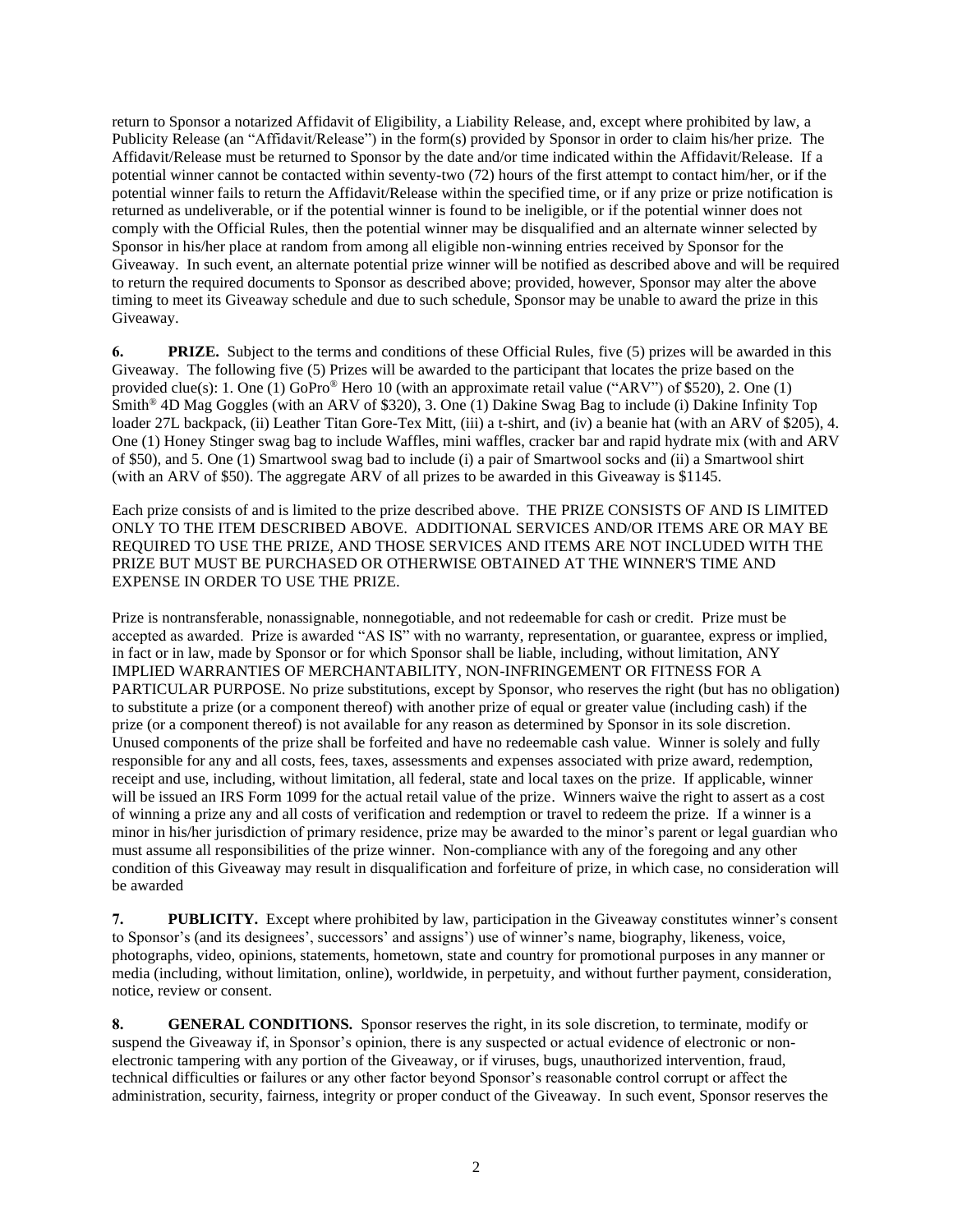return to Sponsor a notarized Affidavit of Eligibility, a Liability Release, and, except where prohibited by law, a Publicity Release (an "Affidavit/Release") in the form(s) provided by Sponsor in order to claim his/her prize. The Affidavit/Release must be returned to Sponsor by the date and/or time indicated within the Affidavit/Release. If a potential winner cannot be contacted within seventy-two (72) hours of the first attempt to contact him/her, or if the potential winner fails to return the Affidavit/Release within the specified time, or if any prize or prize notification is returned as undeliverable, or if the potential winner is found to be ineligible, or if the potential winner does not comply with the Official Rules, then the potential winner may be disqualified and an alternate winner selected by Sponsor in his/her place at random from among all eligible non-winning entries received by Sponsor for the Giveaway. In such event, an alternate potential prize winner will be notified as described above and will be required to return the required documents to Sponsor as described above; provided, however, Sponsor may alter the above timing to meet its Giveaway schedule and due to such schedule, Sponsor may be unable to award the prize in this Giveaway.

**6. PRIZE.** Subject to the terms and conditions of these Official Rules, five (5) prizes will be awarded in this Giveaway. The following five (5) Prizes will be awarded to the participant that locates the prize based on the provided clue(s): 1. One (1) GoPro® Hero 10 (with an approximate retail value ("ARV") of $520), 2. One (1) Smith® 4D Mag Goggles (with an ARV of $320), 3. One (1) Dakine Swag Bag to include (i) Dakine Infinity Top loader 27L backpack, (ii) Leather Titan Gore-Tex Mitt, (iii) a t-shirt, and (iv) a beanie hat (with an ARV of $205), 4. One (1) Honey Stinger swag bag to include Waffles, mini waffles, cracker bar and rapid hydrate mix (with and ARV of $50), and 5. One (1) Smartwool swag bad to include (i) a pair of Smartwool socks and (ii) a Smartwool shirt (with an ARV of $50). The aggregate ARV of all prizes to be awarded in this Giveaway is $1145.

Each prize consists of and is limited to the prize described above. THE PRIZE CONSISTS OF AND IS LIMITED ONLY TO THE ITEM DESCRIBED ABOVE. ADDITIONAL SERVICES AND/OR ITEMS ARE OR MAY BE REQUIRED TO USE THE PRIZE, AND THOSE SERVICES AND ITEMS ARE NOT INCLUDED WITH THE PRIZE BUT MUST BE PURCHASED OR OTHERWISE OBTAINED AT THE WINNER'S TIME AND EXPENSE IN ORDER TO USE THE PRIZE.

Prize is nontransferable, nonassignable, nonnegotiable, and not redeemable for cash or credit. Prize must be accepted as awarded. Prize is awarded "AS IS" with no warranty, representation, or guarantee, express or implied, in fact or in law, made by Sponsor or for which Sponsor shall be liable, including, without limitation, ANY IMPLIED WARRANTIES OF MERCHANTABILITY, NON-INFRINGEMENT OR FITNESS FOR A PARTICULAR PURPOSE. No prize substitutions, except by Sponsor, who reserves the right (but has no obligation) to substitute a prize (or a component thereof) with another prize of equal or greater value (including cash) if the prize (or a component thereof) is not available for any reason as determined by Sponsor in its sole discretion. Unused components of the prize shall be forfeited and have no redeemable cash value. Winner is solely and fully responsible for any and all costs, fees, taxes, assessments and expenses associated with prize award, redemption, receipt and use, including, without limitation, all federal, state and local taxes on the prize. If applicable, winner will be issued an IRS Form 1099 for the actual retail value of the prize. Winners waive the right to assert as a cost of winning a prize any and all costs of verification and redemption or travel to redeem the prize. If a winner is a minor in his/her jurisdiction of primary residence, prize may be awarded to the minor's parent or legal guardian who must assume all responsibilities of the prize winner. Non-compliance with any of the foregoing and any other condition of this Giveaway may result in disqualification and forfeiture of prize, in which case, no consideration will be awarded

**7. PUBLICITY.** Except where prohibited by law, participation in the Giveaway constitutes winner's consent to Sponsor's (and its designees', successors' and assigns') use of winner's name, biography, likeness, voice, photographs, video, opinions, statements, hometown, state and country for promotional purposes in any manner or media (including, without limitation, online), worldwide, in perpetuity, and without further payment, consideration, notice, review or consent.

**8. GENERAL CONDITIONS.** Sponsor reserves the right, in its sole discretion, to terminate, modify or suspend the Giveaway if, in Sponsor's opinion, there is any suspected or actual evidence of electronic or non-electronic tampering with any portion of the Giveaway, or if viruses, bugs, unauthorized intervention, fraud, technical difficulties or failures or any other factor beyond Sponsor's reasonable control corrupt or affect the administration, security, fairness, integrity or proper conduct of the Giveaway. In such event, Sponsor reserves the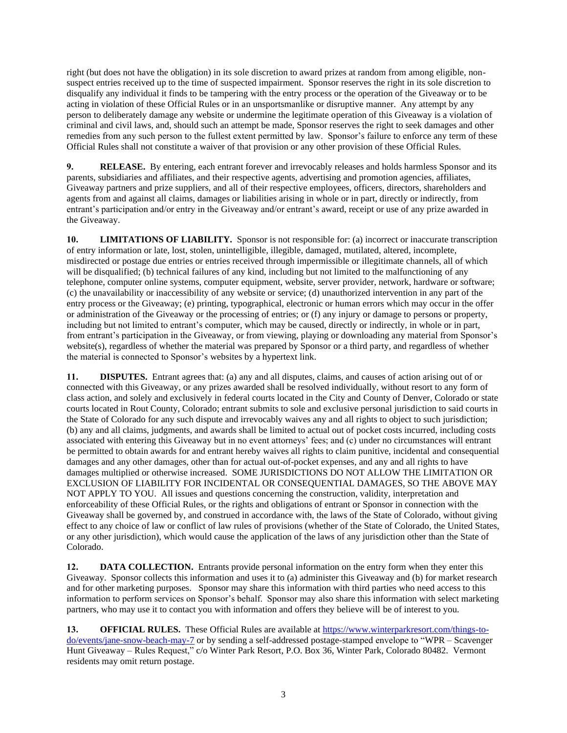right (but does not have the obligation) in its sole discretion to award prizes at random from among eligible, non-suspect entries received up to the time of suspected impairment. Sponsor reserves the right in its sole discretion to disqualify any individual it finds to be tampering with the entry process or the operation of the Giveaway or to be acting in violation of these Official Rules or in an unsportsmanlike or disruptive manner. Any attempt by any person to deliberately damage any website or undermine the legitimate operation of this Giveaway is a violation of criminal and civil laws, and, should such an attempt be made, Sponsor reserves the right to seek damages and other remedies from any such person to the fullest extent permitted by law. Sponsor's failure to enforce any term of these Official Rules shall not constitute a waiver of that provision or any other provision of these Official Rules.

**9. RELEASE.** By entering, each entrant forever and irrevocably releases and holds harmless Sponsor and its parents, subsidiaries and affiliates, and their respective agents, advertising and promotion agencies, affiliates, Giveaway partners and prize suppliers, and all of their respective employees, officers, directors, shareholders and agents from and against all claims, damages or liabilities arising in whole or in part, directly or indirectly, from entrant's participation and/or entry in the Giveaway and/or entrant's award, receipt or use of any prize awarded in the Giveaway.

**10. LIMITATIONS OF LIABILITY.** Sponsor is not responsible for: (a) incorrect or inaccurate transcription of entry information or late, lost, stolen, unintelligible, illegible, damaged, mutilated, altered, incomplete, misdirected or postage due entries or entries received through impermissible or illegitimate channels, all of which will be disqualified; (b) technical failures of any kind, including but not limited to the malfunctioning of any telephone, computer online systems, computer equipment, website, server provider, network, hardware or software; (c) the unavailability or inaccessibility of any website or service; (d) unauthorized intervention in any part of the entry process or the Giveaway; (e) printing, typographical, electronic or human errors which may occur in the offer or administration of the Giveaway or the processing of entries; or (f) any injury or damage to persons or property, including but not limited to entrant's computer, which may be caused, directly or indirectly, in whole or in part, from entrant's participation in the Giveaway, or from viewing, playing or downloading any material from Sponsor's website(s), regardless of whether the material was prepared by Sponsor or a third party, and regardless of whether the material is connected to Sponsor's websites by a hypertext link.

**11. DISPUTES.** Entrant agrees that: (a) any and all disputes, claims, and causes of action arising out of or connected with this Giveaway, or any prizes awarded shall be resolved individually, without resort to any form of class action, and solely and exclusively in federal courts located in the City and County of Denver, Colorado or state courts located in Rout County, Colorado; entrant submits to sole and exclusive personal jurisdiction to said courts in the State of Colorado for any such dispute and irrevocably waives any and all rights to object to such jurisdiction; (b) any and all claims, judgments, and awards shall be limited to actual out of pocket costs incurred, including costs associated with entering this Giveaway but in no event attorneys' fees; and (c) under no circumstances will entrant be permitted to obtain awards for and entrant hereby waives all rights to claim punitive, incidental and consequential damages and any other damages, other than for actual out-of-pocket expenses, and any and all rights to have damages multiplied or otherwise increased. SOME JURISDICTIONS DO NOT ALLOW THE LIMITATION OR EXCLUSION OF LIABILITY FOR INCIDENTAL OR CONSEQUENTIAL DAMAGES, SO THE ABOVE MAY NOT APPLY TO YOU. All issues and questions concerning the construction, validity, interpretation and enforceability of these Official Rules, or the rights and obligations of entrant or Sponsor in connection with the Giveaway shall be governed by, and construed in accordance with, the laws of the State of Colorado, without giving effect to any choice of law or conflict of law rules of provisions (whether of the State of Colorado, the United States, or any other jurisdiction), which would cause the application of the laws of any jurisdiction other than the State of Colorado.

**12. DATA COLLECTION.** Entrants provide personal information on the entry form when they enter this Giveaway. Sponsor collects this information and uses it to (a) administer this Giveaway and (b) for market research and for other marketing purposes. Sponsor may share this information with third parties who need access to this information to perform services on Sponsor's behalf. Sponsor may also share this information with select marketing partners, who may use it to contact you with information and offers they believe will be of interest to you.

**13. OFFICIAL RULES.** These Official Rules are available at [https://www.winterparkresort.com/things-to-do/events/jane-snow-beach-may-7](https://www.winterparkresort.com/things-to-do/events/jane-snow-beach-may-7) or by sending a self-addressed postage-stamped envelope to "WPR – Scavenger Hunt Giveaway – Rules Request," c/o Winter Park Resort, P.O. Box 36, Winter Park, Colorado 80482. Vermont residents may omit return postage.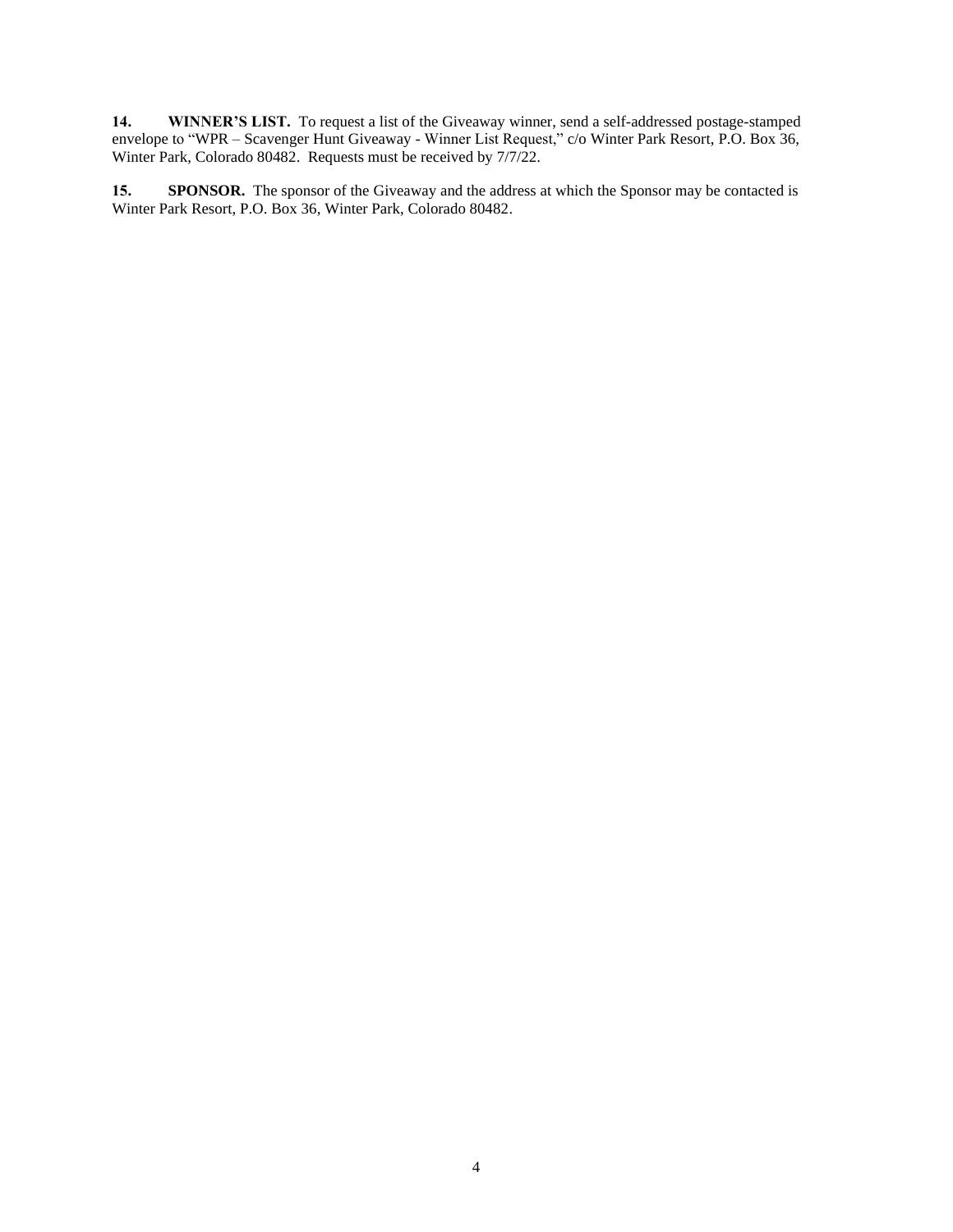**14. WINNER'S LIST.** To request a list of the Giveaway winner, send a self-addressed postage-stamped envelope to "WPR – Scavenger Hunt Giveaway - Winner List Request," c/o Winter Park Resort, P.O. Box 36, Winter Park, Colorado 80482. Requests must be received by 7/7/22.

**15. SPONSOR.** The sponsor of the Giveaway and the address at which the Sponsor may be contacted is Winter Park Resort, P.O. Box 36, Winter Park, Colorado 80482.